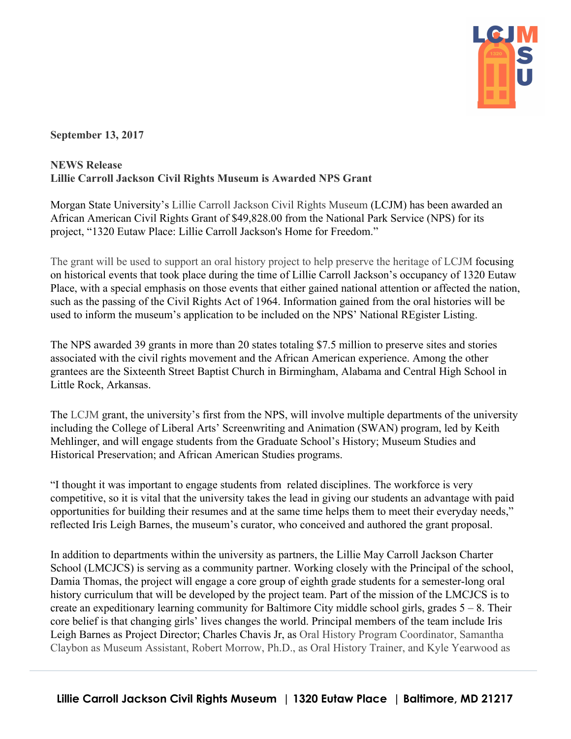**September 13, 2017**

**NEWS Release**
**Lillie Carroll Jackson Civil Rights Museum is Awarded NPS Grant**

Morgan State University's Lillie Carroll Jackson Civil Rights Museum (LCJM) has been awarded an African American Civil Rights Grant of $49,828.00 from the National Park Service (NPS) for its project, "1320 Eutaw Place: Lillie Carroll Jackson's Home for Freedom."

The grant will be used to support an oral history project to help preserve the heritage of LCJM focusing on historical events that took place during the time of Lillie Carroll Jackson's occupancy of 1320 Eutaw Place, with a special emphasis on those events that either gained national attention or affected the nation, such as the passing of the Civil Rights Act of 1964. Information gained from the oral histories will be used to inform the museum's application to be included on the NPS' National REgister Listing.

The NPS awarded 39 grants in more than 20 states totaling $7.5 million to preserve sites and stories associated with the civil rights movement and the African American experience. Among the other grantees are the Sixteenth Street Baptist Church in Birmingham, Alabama and Central High School in Little Rock, Arkansas.

The LCJM grant, the university's first from the NPS, will involve multiple departments of the university including the College of Liberal Arts' Screenwriting and Animation (SWAN) program, led by Keith Mehlinger, and will engage students from the Graduate School's History; Museum Studies and Historical Preservation; and African American Studies programs.

"I thought it was important to engage students from related disciplines. The workforce is very competitive, so it is vital that the university takes the lead in giving our students an advantage with paid opportunities for building their resumes and at the same time helps them to meet their everyday needs," reflected Iris Leigh Barnes, the museum's curator, who conceived and authored the grant proposal.

In addition to departments within the university as partners, the Lillie May Carroll Jackson Charter School (LMCJCS) is serving as a community partner. Working closely with the Principal of the school, Damia Thomas, the project will engage a core group of eighth grade students for a semester-long oral history curriculum that will be developed by the project team. Part of the mission of the LMCJCS is to create an expeditionary learning community for Baltimore City middle school girls, grades 5 – 8. Their core belief is that changing girls' lives changes the world. Principal members of the team include Iris Leigh Barnes as Project Director; Charles Chavis Jr, as Oral History Program Coordinator, Samantha Claybon as Museum Assistant, Robert Morrow, Ph.D., as Oral History Trainer, and Kyle Yearwood as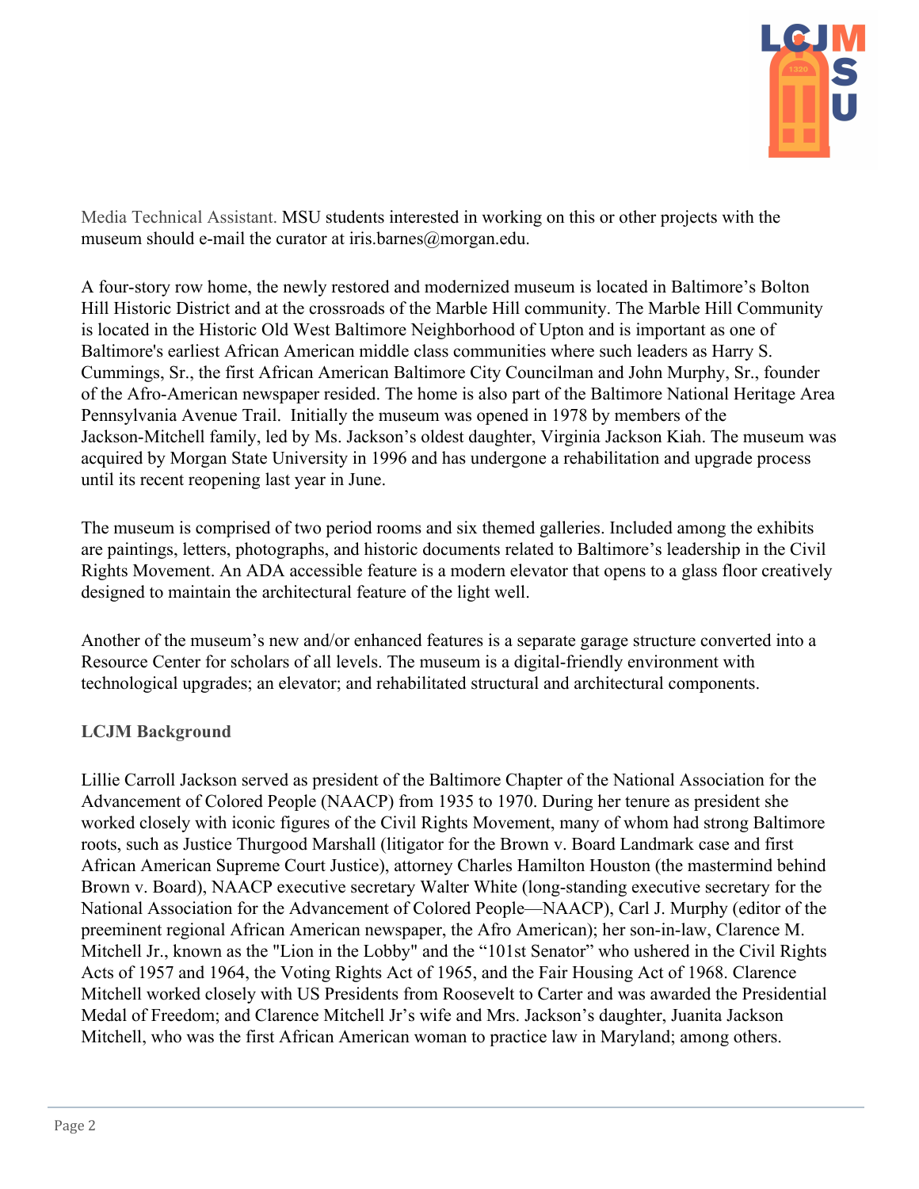Media Technical Assistant. MSU students interested in working on this or other projects with the museum should e-mail the curator at iris.barnes@morgan.edu.

A four-story row home, the newly restored and modernized museum is located in Baltimore's Bolton Hill Historic District and at the crossroads of the Marble Hill community. The Marble Hill Community is located in the Historic Old West Baltimore Neighborhood of Upton and is important as one of Baltimore's earliest African American middle class communities where such leaders as Harry S. Cummings, Sr., the first African American Baltimore City Councilman and John Murphy, Sr., founder of the Afro-American newspaper resided. The home is also part of the Baltimore National Heritage Area Pennsylvania Avenue Trail. Initially the museum was opened in 1978 by members of the Jackson-Mitchell family, led by Ms. Jackson's oldest daughter, Virginia Jackson Kiah. The museum was acquired by Morgan State University in 1996 and has undergone a rehabilitation and upgrade process until its recent reopening last year in June.

The museum is comprised of two period rooms and six themed galleries. Included among the exhibits are paintings, letters, photographs, and historic documents related to Baltimore's leadership in the Civil Rights Movement. An ADA accessible feature is a modern elevator that opens to a glass floor creatively designed to maintain the architectural feature of the light well.

Another of the museum's new and/or enhanced features is a separate garage structure converted into a Resource Center for scholars of all levels. The museum is a digital-friendly environment with technological upgrades; an elevator; and rehabilitated structural and architectural components.

**LCJM Background**

Lillie Carroll Jackson served as president of the Baltimore Chapter of the National Association for the Advancement of Colored People (NAACP) from 1935 to 1970. During her tenure as president she worked closely with iconic figures of the Civil Rights Movement, many of whom had strong Baltimore roots, such as Justice Thurgood Marshall (litigator for the Brown v. Board Landmark case and first African American Supreme Court Justice), attorney Charles Hamilton Houston (the mastermind behind Brown v. Board), NAACP executive secretary Walter White (long-standing executive secretary for the National Association for the Advancement of Colored People—NAACP), Carl J. Murphy (editor of the preeminent regional African American newspaper, the Afro American); her son-in-law, Clarence M. Mitchell Jr., known as the "Lion in the Lobby" and the "101st Senator" who ushered in the Civil Rights Acts of 1957 and 1964, the Voting Rights Act of 1965, and the Fair Housing Act of 1968. Clarence Mitchell worked closely with US Presidents from Roosevelt to Carter and was awarded the Presidential Medal of Freedom; and Clarence Mitchell Jr's wife and Mrs. Jackson's daughter, Juanita Jackson Mitchell, who was the first African American woman to practice law in Maryland; among others.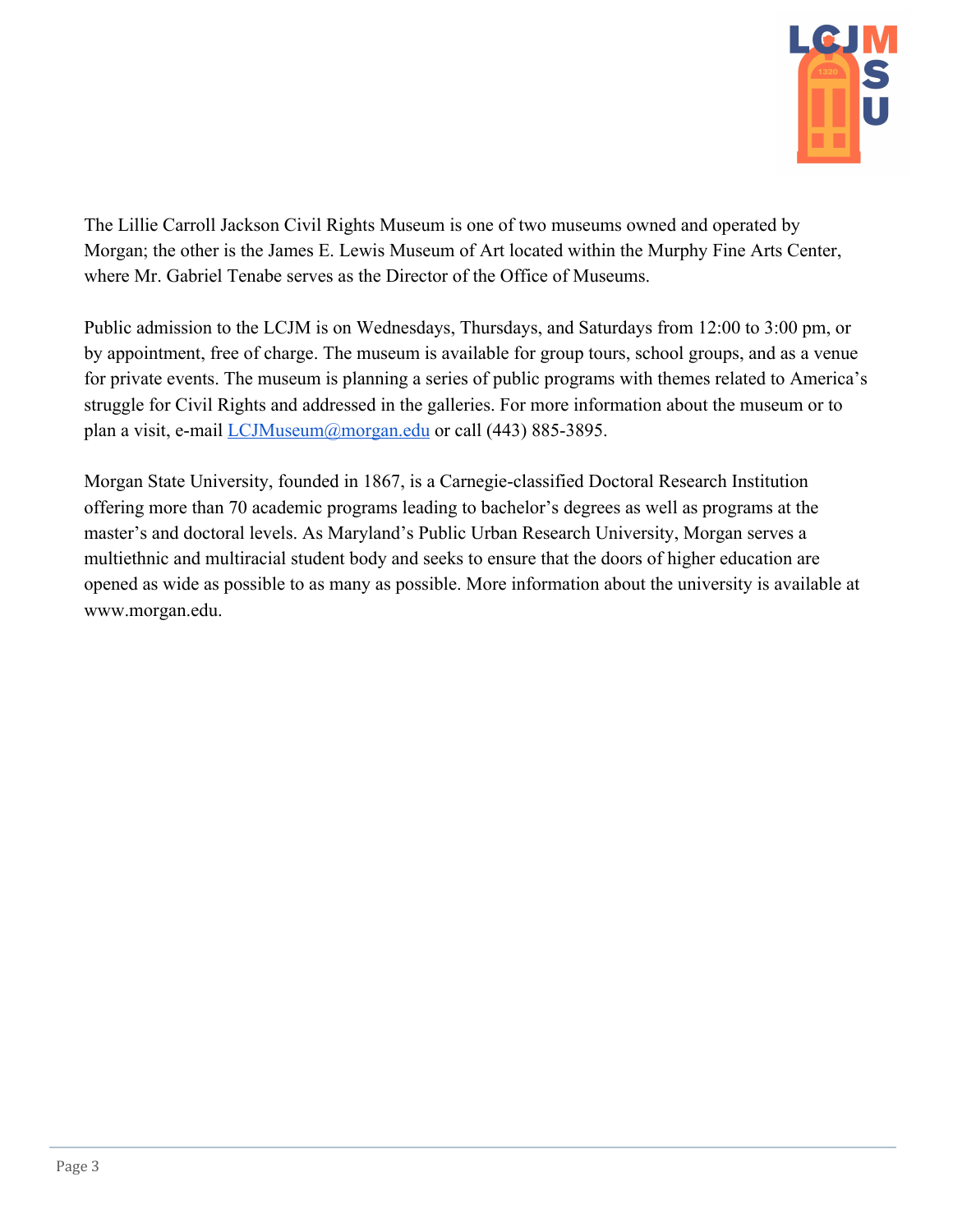The Lillie Carroll Jackson Civil Rights Museum is one of two museums owned and operated by Morgan; the other is the James E. Lewis Museum of Art located within the Murphy Fine Arts Center, where Mr. Gabriel Tenabe serves as the Director of the Office of Museums.

Public admission to the LCJM is on Wednesdays, Thursdays, and Saturdays from 12:00 to 3:00 pm, or by appointment, free of charge. The museum is available for group tours, school groups, and as a venue for private events. The museum is planning a series of public programs with themes related to America's struggle for Civil Rights and addressed in the galleries. For more information about the museum or to plan a visit, e-mail [LCJMuseum@morgan.edu](mailto:LCJMuseum@morgan.edu) or call (443) 885-3895.

Morgan State University, founded in 1867, is a Carnegie-classified Doctoral Research Institution offering more than 70 academic programs leading to bachelor's degrees as well as programs at the master's and doctoral levels. As Maryland's Public Urban Research University, Morgan serves a multiethnic and multiracial student body and seeks to ensure that the doors of higher education are opened as wide as possible to as many as possible. More information about the university is available at www.morgan.edu.